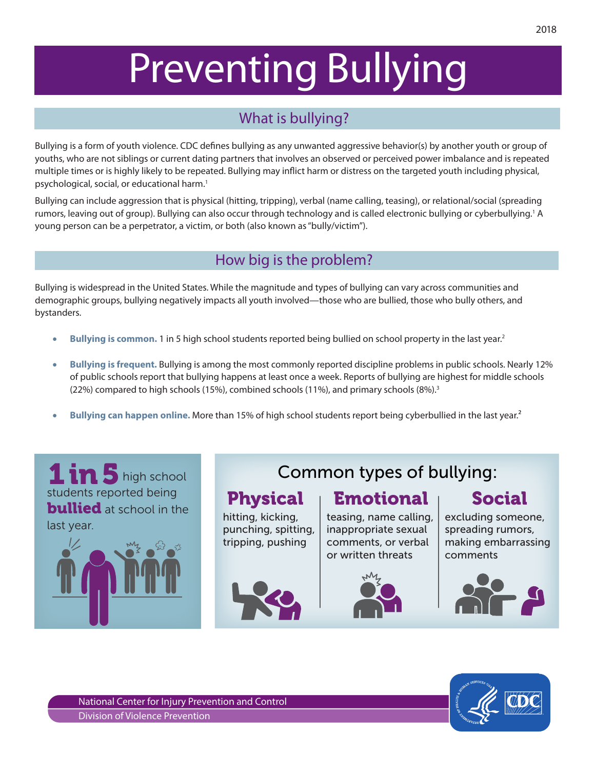2018

# Preventing Bullying

## What is bullying?

Bullying is a form of youth violence. CDC defines bullying as any unwanted aggressive behavior(s) by another youth or group of youths, who are not siblings or current dating partners that involves an observed or perceived power imbalance and is repeated multiple times or is highly likely to be repeated. Bullying may inflict harm or distress on the targeted youth including physical, psychological, social, or educational harm.[1]

Bullying can include aggression that is physical (hitting, tripping), verbal (name calling, teasing), or relational/social (spreading rumors, leaving out of group). Bullying can also occur through technology and is called electronic bullying or cyberbullying.[1] A young person can be a perpetrator, a victim, or both (also known as "bully/victim").

## How big is the problem?

Bullying is widespread in the United States. While the magnitude and types of bullying can vary across communities and demographic groups, bullying negatively impacts all youth involved—those who are bullied, those who bully others, and bystanders.

- **Bullying is common.** 1 in 5 high school students reported being bullied on school property in the last year.[2]
- **Bullying is frequent.** Bullying is among the most commonly reported discipline problems in public schools. Nearly 12% of public schools report that bullying happens at least once a week. Reports of bullying are highest for middle schools (22%) compared to high schools (15%), combined schools (11%), and primary schools (8%).[3]
- **Bullying can happen online.** More than 15% of high school students report being cyberbullied in the last year.[2]

**1 in 5** high school students reported being **bullied** at school in the last year.

### Common types of bullying:

**Physical**
hitting, kicking, punching, spitting, tripping, pushing

**Emotional**
teasing, name calling, inappropriate sexual comments, or verbal or written threats

**Social**
excluding someone, spreading rumors, making embarrassing comments

National Center for Injury Prevention and Control
Division of Violence Prevention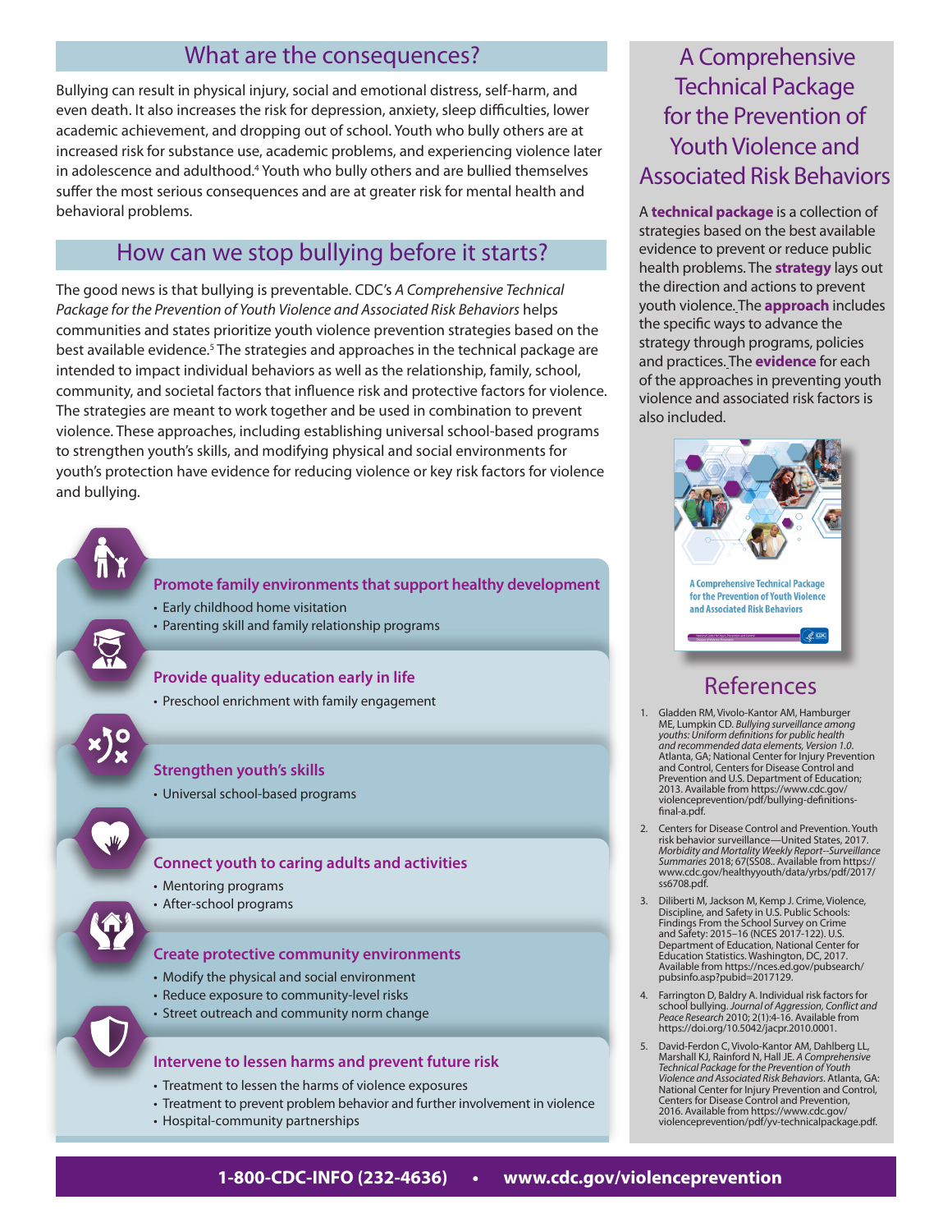## What are the consequences?

Bullying can result in physical injury, social and emotional distress, self-harm, and even death. It also increases the risk for depression, anxiety, sleep difficulties, lower academic achievement, and dropping out of school. Youth who bully others are at increased risk for substance use, academic problems, and experiencing violence later in adolescence and adulthood.[4] Youth who bully others and are bullied themselves suffer the most serious consequences and are at greater risk for mental health and behavioral problems.

## How can we stop bullying before it starts?

The good news is that bullying is preventable. CDC's *A Comprehensive Technical Package for the Prevention of Youth Violence and Associated Risk Behaviors* helps communities and states prioritize youth violence prevention strategies based on the best available evidence.[5] The strategies and approaches in the technical package are intended to impact individual behaviors as well as the relationship, family, school, community, and societal factors that influence risk and protective factors for violence. The strategies are meant to work together and be used in combination to prevent violence. These approaches, including establishing universal school-based programs to strengthen youth's skills, and modifying physical and social environments for youth's protection have evidence for reducing violence or key risk factors for violence and bullying.

### Promote family environments that support healthy development

- Early childhood home visitation
- Parenting skill and family relationship programs

### Provide quality education early in life

- Preschool enrichment with family engagement

### Strengthen youth's skills

- Universal school-based programs

### Connect youth to caring adults and activities

- Mentoring programs
- After-school programs

### Create protective community environments

- Modify the physical and social environment
- Reduce exposure to community-level risks
- Street outreach and community norm change

### Intervene to lessen harms and prevent future risk

- Treatment to lessen the harms of violence exposures
- Treatment to prevent problem behavior and further involvement in violence
- Hospital-community partnerships

## A Comprehensive Technical Package for the Prevention of Youth Violence and Associated Risk Behaviors

A **technical package** is a collection of strategies based on the best available evidence to prevent or reduce public health problems. The **strategy** lays out the direction and actions to prevent youth violence. The **approach** includes the specific ways to advance the strategy through programs, policies and practices. The **evidence** for each of the approaches in preventing youth violence and associated risk factors is also included.

A Comprehensive Technical Package for the Prevention of Youth Violence and Associated Risk Behaviors

## References

1. Gladden RM, Vivolo-Kantor AM, Hamburger ME, Lumpkin CD. *Bullying surveillance among youths: Uniform definitions for public health and recommended data elements, Version 1.0*. Atlanta, GA; National Center for Injury Prevention and Control, Centers for Disease Control and Prevention and U.S. Department of Education; 2013. Available from https://www.cdc.gov/violenceprevention/pdf/bullying-definitions-final-a.pdf.
2. Centers for Disease Control and Prevention. Youth risk behavior surveillance—United States, 2017. *Morbidity and Mortality Weekly Report--Surveillance Summaries* 2018; 67(SS08.. Available from https://www.cdc.gov/healthyyouth/data/yrbs/pdf/2017/ss6708.pdf.
3. Diliberti M, Jackson M, Kemp J. Crime, Violence, Discipline, and Safety in U.S. Public Schools: Findings From the School Survey on Crime and Safety: 2015–16 (NCES 2017-122). U.S. Department of Education, National Center for Education Statistics. Washington, DC, 2017. Available from https://nces.ed.gov/pubsearch/pubsinfo.asp?pubid=2017129.
4. Farrington D, Baldry A. Individual risk factors for school bullying. *Journal of Aggression, Conflict and Peace Research* 2010; 2(1):4-16. Available from https://doi.org/10.5042/jacpr.2010.0001.
5. David-Ferdon C, Vivolo-Kantor AM, Dahlberg LL, Marshall KJ, Rainford N, Hall JE. *A Comprehensive Technical Package for the Prevention of Youth Violence and Associated Risk Behaviors*. Atlanta, GA: National Center for Injury Prevention and Control, Centers for Disease Control and Prevention, 2016. Available from https://www.cdc.gov/violenceprevention/pdf/yv-technicalpackage.pdf.

**1-800-CDC-INFO (232-4636) • www.cdc.gov/violenceprevention**